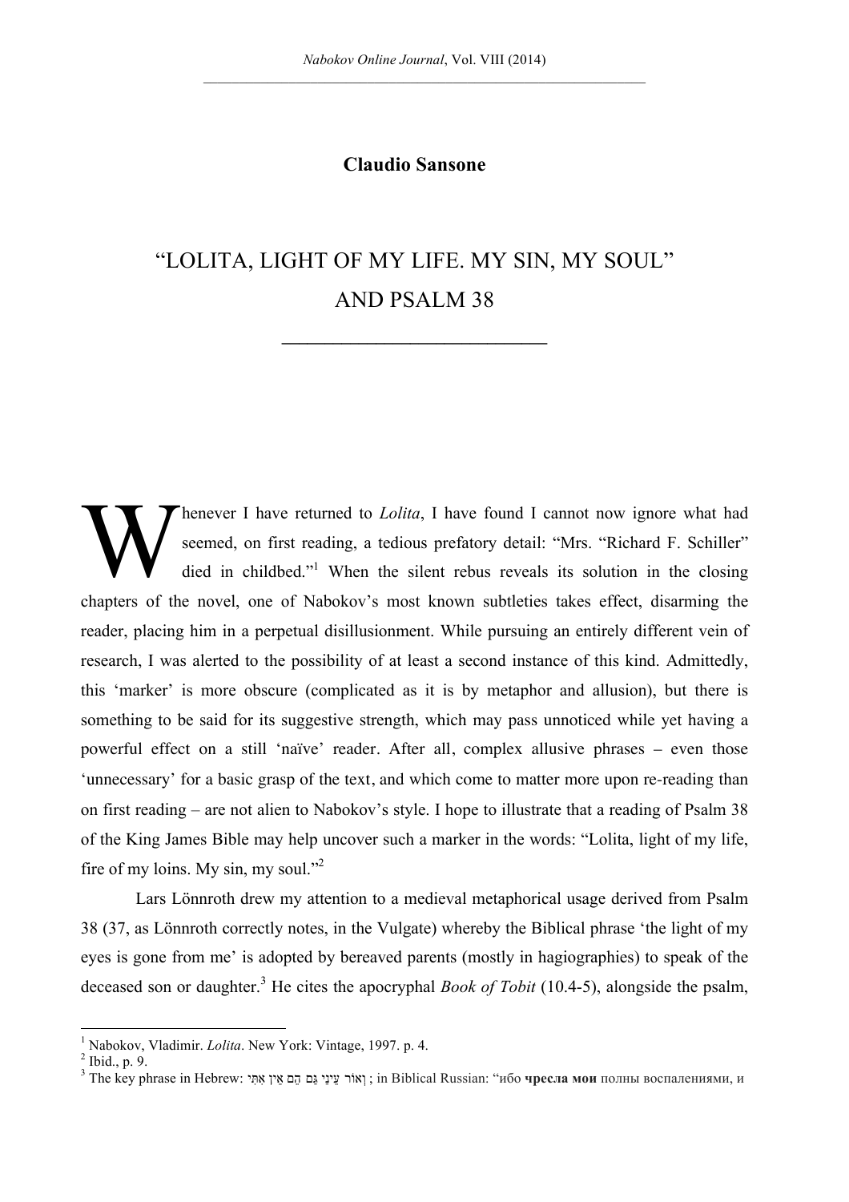**Claudio Sansone**

# "LOLITA, LIGHT OF MY LIFE. MY SIN, MY SOUL" AND PSALM 38

Whenever I have returned to *Lolita*, I have found I cannot now ignore what had seemed, on first reading, a tedious prefatory detail: "Mrs. "Richard F. Schiller" died in childbed."[1] When the silent rebus reveals its solution in the closing chapters of the novel, one of Nabokov's most known subtleties takes effect, disarming the reader, placing him in a perpetual disillusionment. While pursuing an entirely different vein of research, I was alerted to the possibility of at least a second instance of this kind. Admittedly, this 'marker' is more obscure (complicated as it is by metaphor and allusion), but there is something to be said for its suggestive strength, which may pass unnoticed while yet having a powerful effect on a still 'naïve' reader. After all, complex allusive phrases – even those 'unnecessary' for a basic grasp of the text, and which come to matter more upon re-reading than on first reading – are not alien to Nabokov's style. I hope to illustrate that a reading of Psalm 38 of the King James Bible may help uncover such a marker in the words: "Lolita, light of my life, fire of my loins. My sin, my soul."[2]

Lars Lönnroth drew my attention to a medieval metaphorical usage derived from Psalm 38 (37, as Lönnroth correctly notes, in the Vulgate) whereby the Biblical phrase 'the light of my eyes is gone from me' is adopted by bereaved parents (mostly in hagiographies) to speak of the deceased son or daughter.[3] He cites the apocryphal *Book of Tobit* (10.4-5), alongside the psalm,

---

[1] Nabokov, Vladimir. *Lolita*. New York: Vintage, 1997. p. 4.

[2] Ibid., p. 9.

[3] The key phrase in Hebrew: וְאוֹר עֵינַי גַּם הֵם אֵין אִתִּי ; in Biblical Russian: "ибо **чресла мои** полны воспалениями, и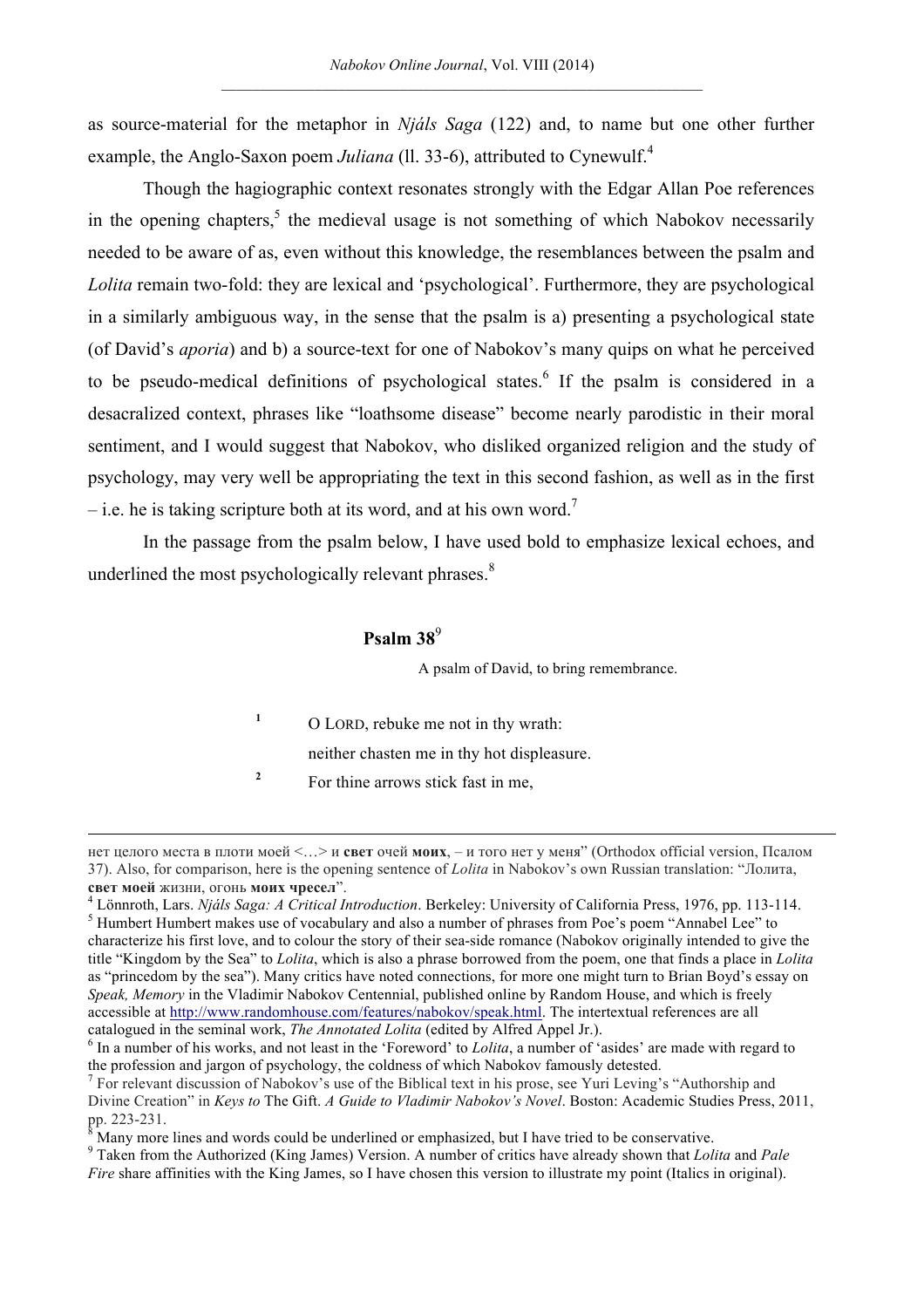as source-material for the metaphor in *Njáls Saga* (122) and, to name but one other further example, the Anglo-Saxon poem *Juliana* (ll. 33-6), attributed to Cynewulf.[4]

Though the hagiographic context resonates strongly with the Edgar Allan Poe references in the opening chapters,[5] the medieval usage is not something of which Nabokov necessarily needed to be aware of as, even without this knowledge, the resemblances between the psalm and *Lolita* remain two-fold: they are lexical and 'psychological'. Furthermore, they are psychological in a similarly ambiguous way, in the sense that the psalm is a) presenting a psychological state (of David's *aporia*) and b) a source-text for one of Nabokov's many quips on what he perceived to be pseudo-medical definitions of psychological states.[6] If the psalm is considered in a desacralized context, phrases like "loathsome disease" become nearly parodistic in their moral sentiment, and I would suggest that Nabokov, who disliked organized religion and the study of psychology, may very well be appropriating the text in this second fashion, as well as in the first – i.e. he is taking scripture both at its word, and at his own word.[7]

In the passage from the psalm below, I have used bold to emphasize lexical echoes, and underlined the most psychologically relevant phrases.[8]

### Psalm 38[9]

A psalm of David, to bring remembrance.

[1] O LORD, rebuke me not in thy wrath:
neither chasten me in thy hot displeasure.
[2] For thine arrows stick fast in me,

---

нет целого места в плоти моей <…> и **свет** очей **моих**, – и того нет у меня" (Orthodox official version, Псалом 37). Also, for comparison, here is the opening sentence of *Lolita* in Nabokov's own Russian translation: "Лолита, **свет моей** жизни, огонь **моих чресел**".

[4] Lönnroth, Lars. *Njáls Saga: A Critical Introduction*. Berkeley: University of California Press, 1976, pp. 113-114.

[5] Humbert Humbert makes use of vocabulary and also a number of phrases from Poe's poem "Annabel Lee" to characterize his first love, and to colour the story of their sea-side romance (Nabokov originally intended to give the title "Kingdom by the Sea" to *Lolita*, which is also a phrase borrowed from the poem, one that finds a place in *Lolita* as "princedom by the sea"). Many critics have noted connections, for more one might turn to Brian Boyd's essay on *Speak, Memory* in the Vladimir Nabokov Centennial, published online by Random House, and which is freely accessible at http://www.randomhouse.com/features/nabokov/speak.html. The intertextual references are all catalogued in the seminal work, *The Annotated Lolita* (edited by Alfred Appel Jr.).

[6] In a number of his works, and not least in the 'Foreword' to *Lolita*, a number of 'asides' are made with regard to the profession and jargon of psychology, the coldness of which Nabokov famously detested.

[7] For relevant discussion of Nabokov's use of the Biblical text in his prose, see Yuri Leving's "Authorship and Divine Creation" in *Keys to* The Gift. *A Guide to Vladimir Nabokov's Novel*. Boston: Academic Studies Press, 2011, pp. 223-231.

[8] Many more lines and words could be underlined or emphasized, but I have tried to be conservative.

[9] Taken from the Authorized (King James) Version. A number of critics have already shown that *Lolita* and *Pale Fire* share affinities with the King James, so I have chosen this version to illustrate my point (Italics in original).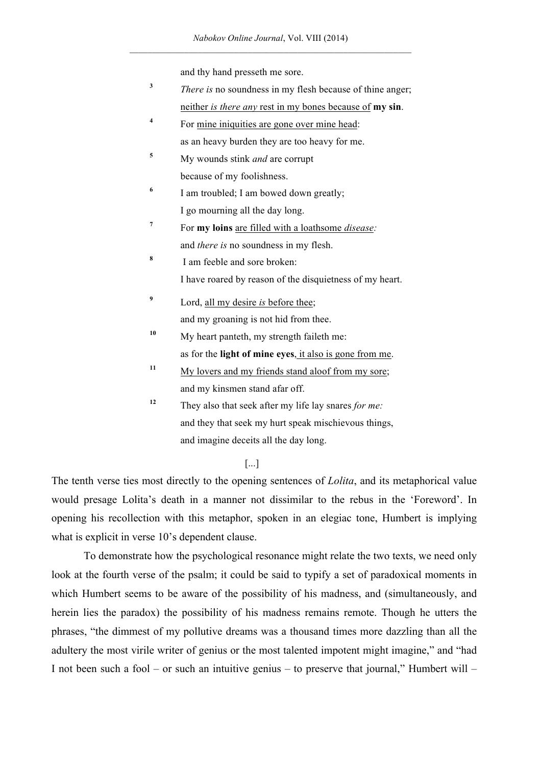and thy hand presseth me sore.

[3] *There is* no soundness in my flesh because of thine anger;
<u>neither *is there any* rest in my bones because of</u> **my sin**.

[4] For <u>mine iniquities are gone over mine head</u>:
as an heavy burden they are too heavy for me.

[5] My wounds stink *and* are corrupt
because of my foolishness.

[6] I am troubled; I am bowed down greatly;
I go mourning all the day long.

[7] For **my loins** <u>are filled with a loathsome *disease*</u>*:*
and *there is* no soundness in my flesh.

[8] I am feeble and sore broken:
I have roared by reason of the disquietness of my heart.

[9] Lord, <u>all my desire *is* before thee</u>;
and my groaning is not hid from thee.

[10] My heart panteth, my strength faileth me:
as for the **light of mine eyes**<u>, it also is gone from me</u>.

[11] <u>My lovers and my friends stand aloof from my sore</u>;
and my kinsmen stand afar off.

[12] They also that seek after my life lay snares *for me:*
and they that seek my hurt speak mischievous things,
and imagine deceits all the day long.

[...]

The tenth verse ties most directly to the opening sentences of *Lolita*, and its metaphorical value would presage Lolita's death in a manner not dissimilar to the rebus in the 'Foreword'. In opening his recollection with this metaphor, spoken in an elegiac tone, Humbert is implying what is explicit in verse 10's dependent clause.

To demonstrate how the psychological resonance might relate the two texts, we need only look at the fourth verse of the psalm; it could be said to typify a set of paradoxical moments in which Humbert seems to be aware of the possibility of his madness, and (simultaneously, and herein lies the paradox) the possibility of his madness remains remote. Though he utters the phrases, "the dimmest of my pollutive dreams was a thousand times more dazzling than all the adultery the most virile writer of genius or the most talented impotent might imagine," and "had I not been such a fool – or such an intuitive genius – to preserve that journal," Humbert will –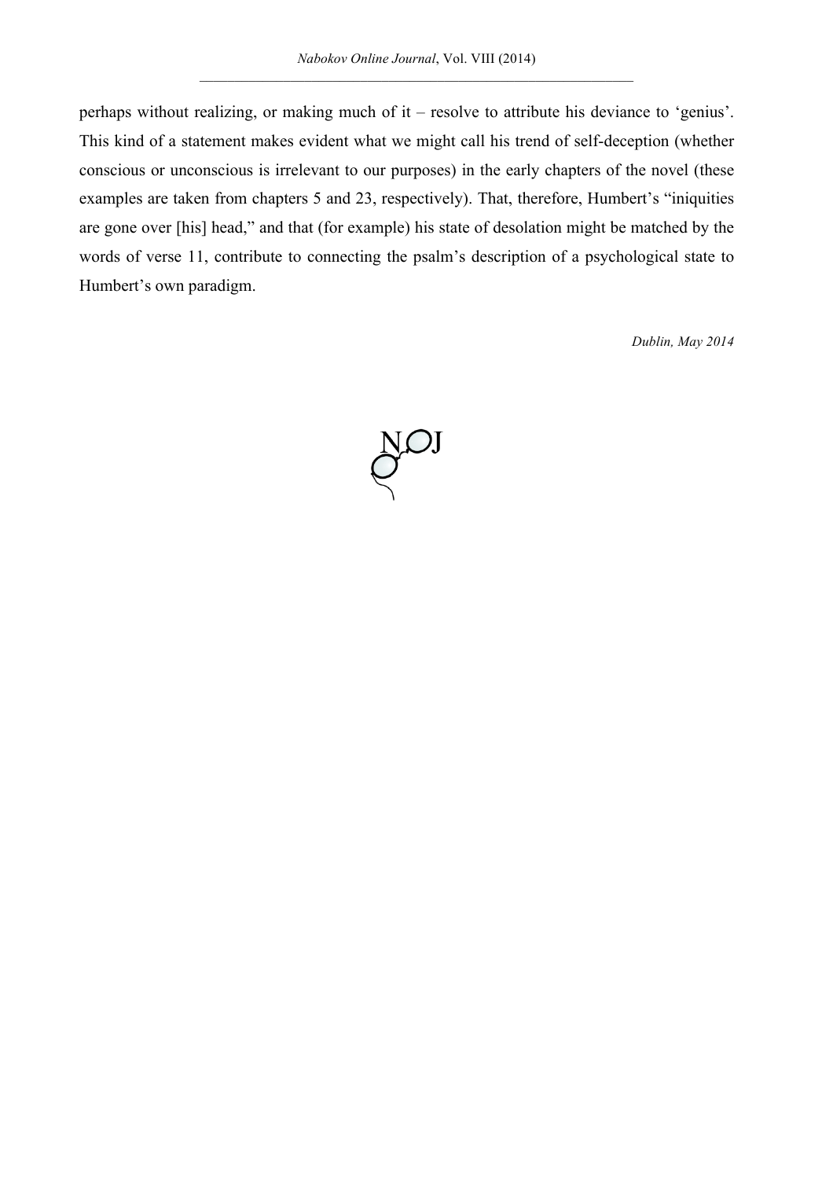perhaps without realizing, or making much of it – resolve to attribute his deviance to 'genius'. This kind of a statement makes evident what we might call his trend of self-deception (whether conscious or unconscious is irrelevant to our purposes) in the early chapters of the novel (these examples are taken from chapters 5 and 23, respectively). That, therefore, Humbert's "iniquities are gone over [his] head," and that (for example) his state of desolation might be matched by the words of verse 11, contribute to connecting the psalm's description of a psychological state to Humbert's own paradigm.

*Dublin, May 2014*